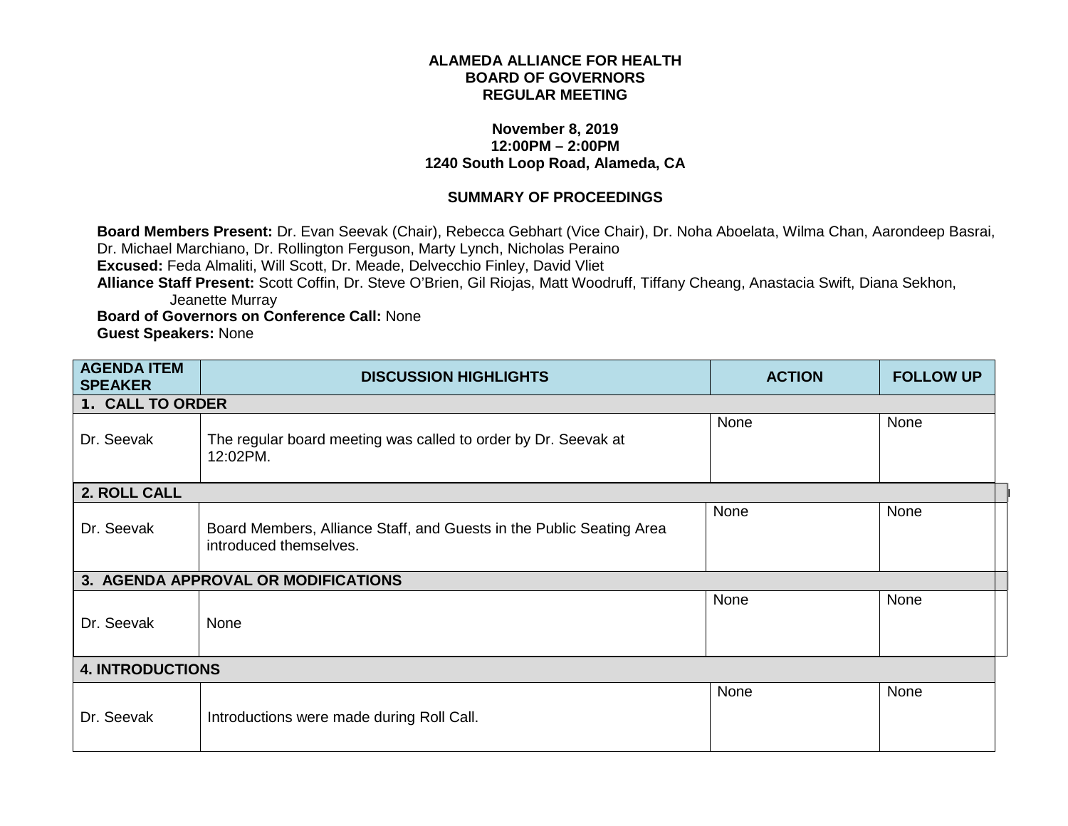**ALAMEDA ALLIANCE FOR HEALTH**
**BOARD OF GOVERNORS**
**REGULAR MEETING**

**November 8, 2019**
**12:00PM – 2:00PM**
**1240 South Loop Road, Alameda, CA**

**SUMMARY OF PROCEEDINGS**

**Board Members Present:** Dr. Evan Seevak (Chair), Rebecca Gebhart (Vice Chair), Dr. Noha Aboelata, Wilma Chan, Aarondeep Basrai, Dr. Michael Marchiano, Dr. Rollington Ferguson, Marty Lynch, Nicholas Peraino
**Excused:** Feda Almaliti, Will Scott, Dr. Meade, Delvecchio Finley, David Vliet
**Alliance Staff Present:** Scott Coffin, Dr. Steve O'Brien, Gil Riojas, Matt Woodruff, Tiffany Cheang, Anastacia Swift, Diana Sekhon, Jeanette Murray
**Board of Governors on Conference Call:** None
**Guest Speakers:** None

| AGENDA ITEM SPEAKER | DISCUSSION HIGHLIGHTS | ACTION | FOLLOW UP |
|---|---|---|---|
| **1. CALL TO ORDER** | | | |
| Dr. Seevak | The regular board meeting was called to order by Dr. Seevak at 12:02PM. | None | None |
| **2. ROLL CALL** | | | |
| Dr. Seevak | Board Members, Alliance Staff, and Guests in the Public Seating Area introduced themselves. | None | None |
| **3. AGENDA APPROVAL OR MODIFICATIONS** | | | |
| Dr. Seevak | None | None | None |
| **4. INTRODUCTIONS** | | | |
| Dr. Seevak | Introductions were made during Roll Call. | None | None |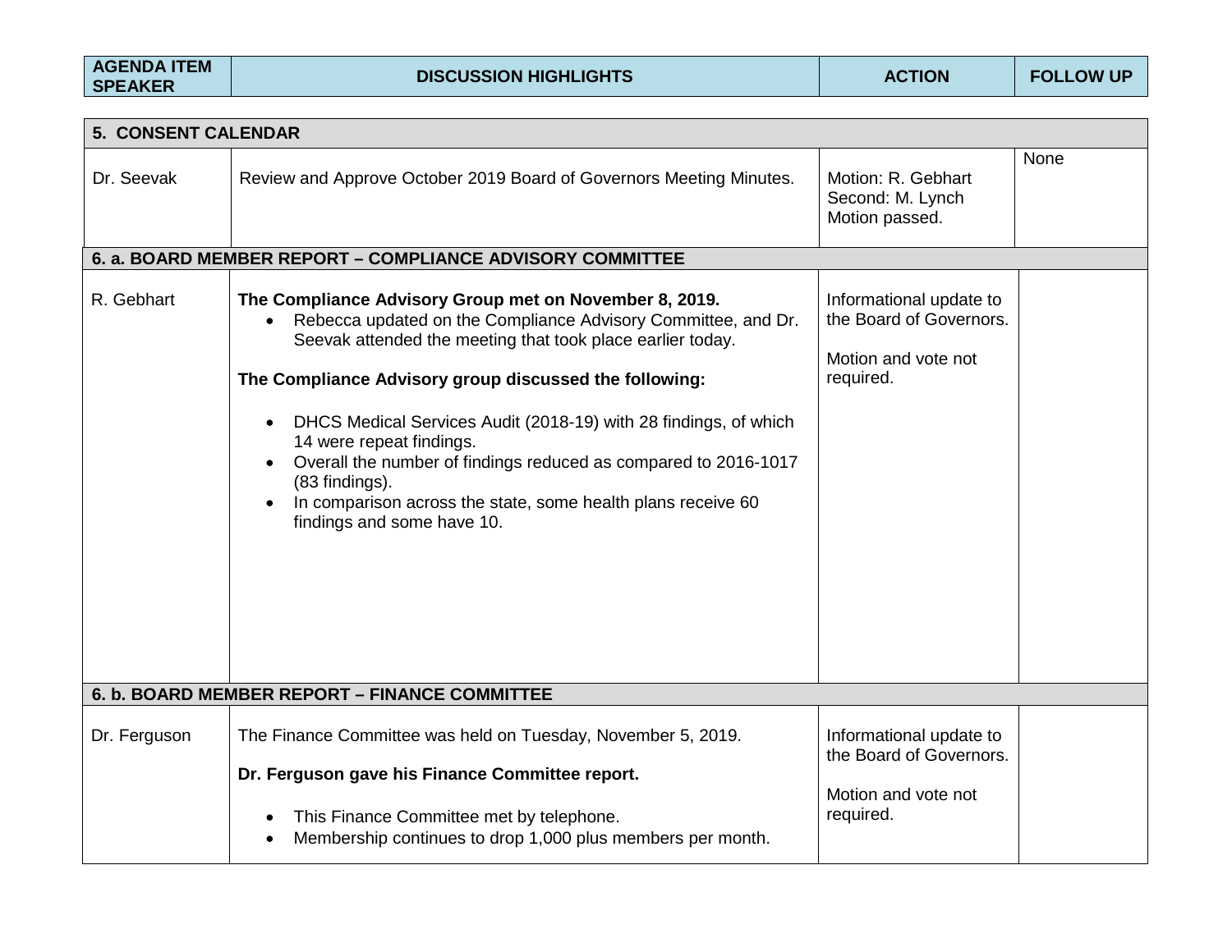| AGENDA ITEM SPEAKER | DISCUSSION HIGHLIGHTS | ACTION | FOLLOW UP |
|---|---|---|---|
| **5. CONSENT CALENDAR** | | | |
| Dr. Seevak | Review and Approve October 2019 Board of Governors Meeting Minutes. | Motion: R. Gebhart<br>Second: M. Lynch<br>Motion passed. | None |
| **6. a. BOARD MEMBER REPORT – COMPLIANCE ADVISORY COMMITTEE** | | | |
| R. Gebhart | **The Compliance Advisory Group met on November 8, 2019.**<br>• Rebecca updated on the Compliance Advisory Committee, and Dr. Seevak attended the meeting that took place earlier today.<br><br>**The Compliance Advisory group discussed the following:**<br><br>• DHCS Medical Services Audit (2018-19) with 28 findings, of which 14 were repeat findings.<br>• Overall the number of findings reduced as compared to 2016-1017 (83 findings).<br>• In comparison across the state, some health plans receive 60 findings and some have 10. | Informational update to the Board of Governors.<br><br>Motion and vote not required. | |
| **6. b. BOARD MEMBER REPORT – FINANCE COMMITTEE** | | | |
| Dr. Ferguson | The Finance Committee was held on Tuesday, November 5, 2019.<br><br>**Dr. Ferguson gave his Finance Committee report.**<br><br>• This Finance Committee met by telephone.<br>• Membership continues to drop 1,000 plus members per month. | Informational update to the Board of Governors.<br><br>Motion and vote not required. | |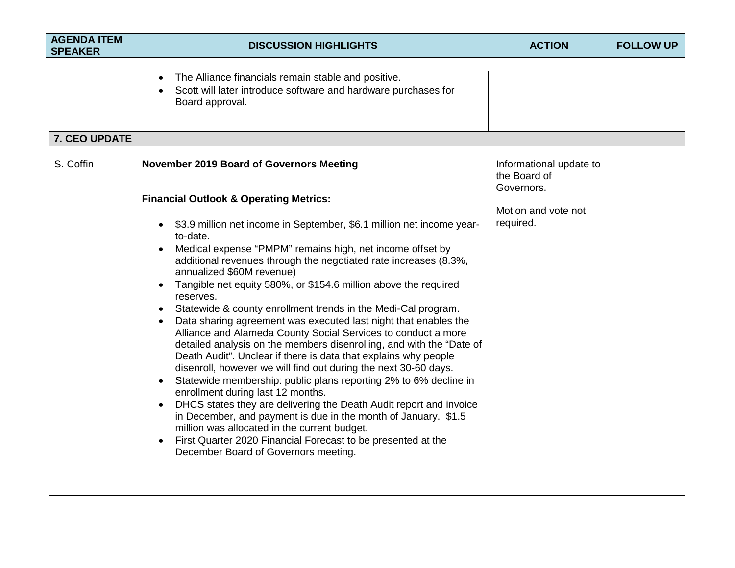| AGENDA ITEM SPEAKER | DISCUSSION HIGHLIGHTS | ACTION | FOLLOW UP |
|---|---|---|---|
| | • The Alliance financials remain stable and positive.<br>• Scott will later introduce software and hardware purchases for Board approval. | | |
| **7. CEO UPDATE** | | | |
| S. Coffin | **November 2019 Board of Governors Meeting**<br><br>**Financial Outlook & Operating Metrics:**<br><br>• $3.9 million net income in September, $6.1 million net income year-to-date.<br>• Medical expense "PMPM" remains high, net income offset by additional revenues through the negotiated rate increases (8.3%, annualized $60M revenue)<br>• Tangible net equity 580%, or $154.6 million above the required reserves.<br>• Statewide & county enrollment trends in the Medi-Cal program.<br>• Data sharing agreement was executed last night that enables the Alliance and Alameda County Social Services to conduct a more detailed analysis on the members disenrolling, and with the "Date of Death Audit". Unclear if there is data that explains why people disenroll, however we will find out during the next 30-60 days.<br>• Statewide membership: public plans reporting 2% to 6% decline in enrollment during last 12 months.<br>• DHCS states they are delivering the Death Audit report and invoice in December, and payment is due in the month of January. $1.5 million was allocated in the current budget.<br>• First Quarter 2020 Financial Forecast to be presented at the December Board of Governors meeting. | Informational update to the Board of Governors.<br><br>Motion and vote not required. | |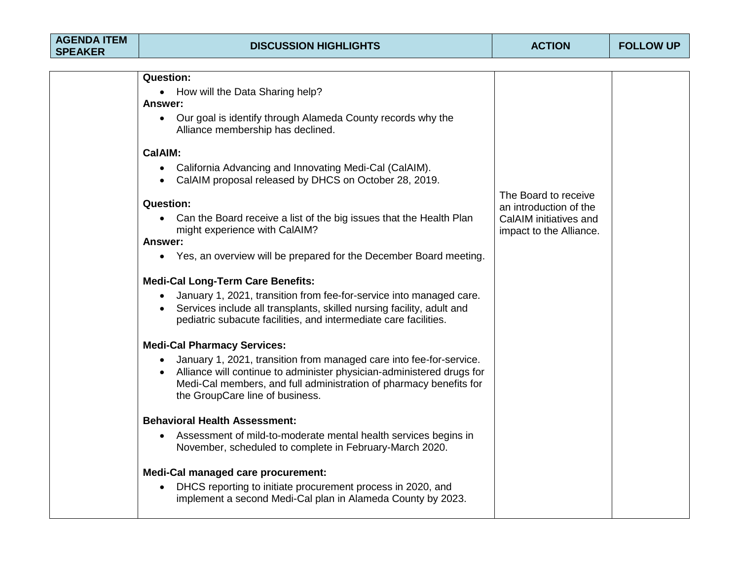| AGENDA ITEM SPEAKER | DISCUSSION HIGHLIGHTS | ACTION | FOLLOW UP |
|---|---|---|---|
| | **Question:**<br>• How will the Data Sharing help?<br>**Answer:**<br>• Our goal is identify through Alameda County records why the Alliance membership has declined.<br><br>**CalAIM:**<br>• California Advancing and Innovating Medi-Cal (CalAIM).<br>• CalAIM proposal released by DHCS on October 28, 2019.<br><br>**Question:**<br>• Can the Board receive a list of the big issues that the Health Plan might experience with CalAIM?<br>**Answer:**<br>• Yes, an overview will be prepared for the December Board meeting.<br><br>**Medi-Cal Long-Term Care Benefits:**<br>• January 1, 2021, transition from fee-for-service into managed care.<br>• Services include all transplants, skilled nursing facility, adult and pediatric subacute facilities, and intermediate care facilities.<br><br>**Medi-Cal Pharmacy Services:**<br>• January 1, 2021, transition from managed care into fee-for-service.<br>• Alliance will continue to administer physician-administered drugs for Medi-Cal members, and full administration of pharmacy benefits for the GroupCare line of business.<br><br>**Behavioral Health Assessment:**<br>• Assessment of mild-to-moderate mental health services begins in November, scheduled to complete in February-March 2020.<br><br>**Medi-Cal managed care procurement:**<br>• DHCS reporting to initiate procurement process in 2020, and implement a second Medi-Cal plan in Alameda County by 2023. | The Board to receive an introduction of the CalAIM initiatives and impact to the Alliance. | |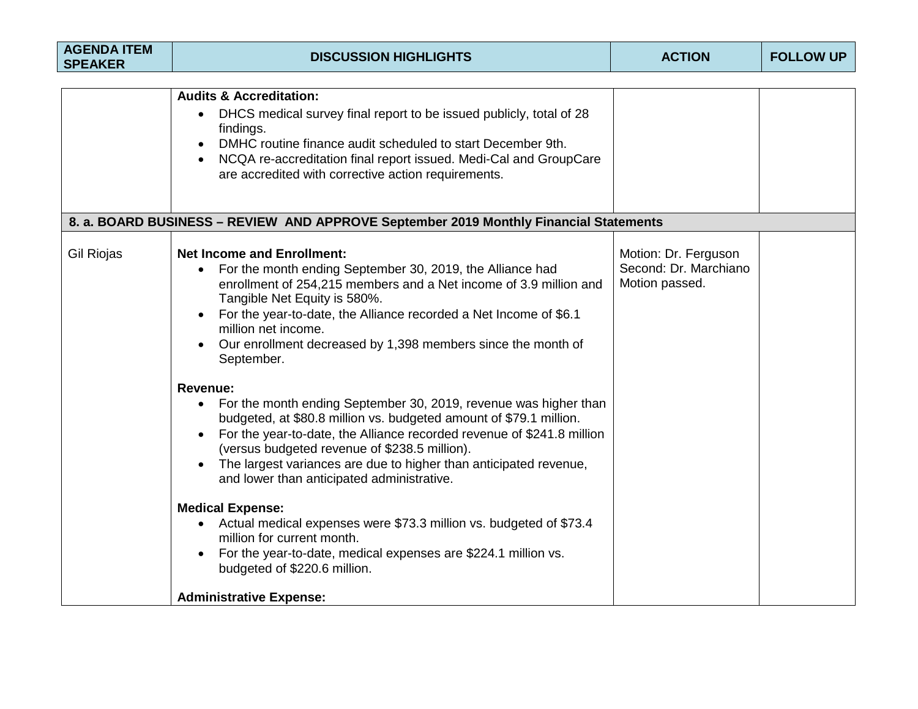| AGENDA ITEM SPEAKER | DISCUSSION HIGHLIGHTS | ACTION | FOLLOW UP |
|---|---|---|---|
| | **Audits & Accreditation:**<br>• DHCS medical survey final report to be issued publicly, total of 28 findings.<br>• DMHC routine finance audit scheduled to start December 9th.<br>• NCQA re-accreditation final report issued. Medi-Cal and GroupCare are accredited with corrective action requirements. | | |
| **8. a. BOARD BUSINESS – REVIEW AND APPROVE September 2019 Monthly Financial Statements** | | | |
| Gil Riojas | **Net Income and Enrollment:**<br>• For the month ending September 30, 2019, the Alliance had enrollment of 254,215 members and a Net income of 3.9 million and Tangible Net Equity is 580%.<br>• For the year-to-date, the Alliance recorded a Net Income of $6.1 million net income.<br>• Our enrollment decreased by 1,398 members since the month of September.<br><br>**Revenue:**<br>• For the month ending September 30, 2019, revenue was higher than budgeted, at $80.8 million vs. budgeted amount of $79.1 million.<br>• For the year-to-date, the Alliance recorded revenue of $241.8 million (versus budgeted revenue of $238.5 million).<br>• The largest variances are due to higher than anticipated revenue, and lower than anticipated administrative.<br><br>**Medical Expense:**<br>• Actual medical expenses were $73.3 million vs. budgeted of $73.4 million for current month.<br>• For the year-to-date, medical expenses are $224.1 million vs. budgeted of $220.6 million.<br><br>**Administrative Expense:** | Motion: Dr. Ferguson<br>Second: Dr. Marchiano<br>Motion passed. | |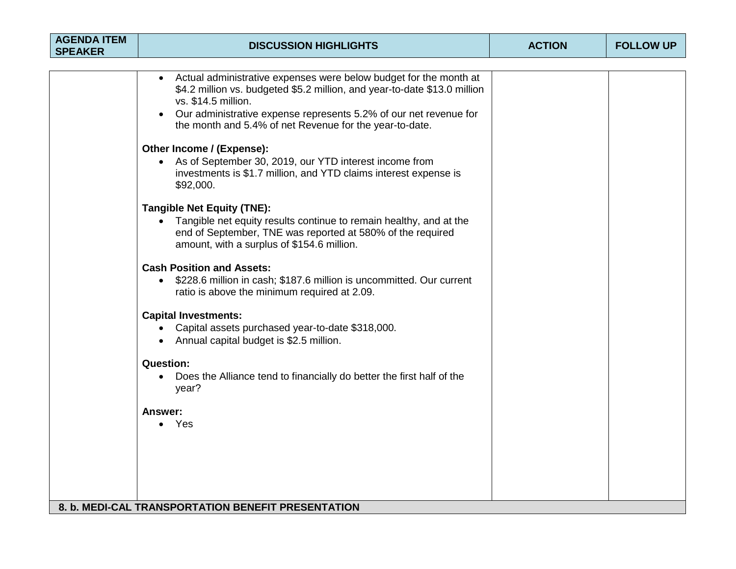| AGENDA ITEM SPEAKER | DISCUSSION HIGHLIGHTS | ACTION | FOLLOW UP |
|---|---|---|---|
| | • Actual administrative expenses were below budget for the month at \$4.2 million vs. budgeted \$5.2 million, and year-to-date \$13.0 million vs. \$14.5 million.<br>• Our administrative expense represents 5.2% of our net revenue for the month and 5.4% of net Revenue for the year-to-date.<br><br>**Other Income / (Expense):**<br>• As of September 30, 2019, our YTD interest income from investments is \$1.7 million, and YTD claims interest expense is \$92,000.<br><br>**Tangible Net Equity (TNE):**<br>• Tangible net equity results continue to remain healthy, and at the end of September, TNE was reported at 580% of the required amount, with a surplus of \$154.6 million.<br><br>**Cash Position and Assets:**<br>• \$228.6 million in cash; \$187.6 million is uncommitted. Our current ratio is above the minimum required at 2.09.<br><br>**Capital Investments:**<br>• Capital assets purchased year-to-date \$318,000.<br>• Annual capital budget is \$2.5 million.<br><br>**Question:**<br>• Does the Alliance tend to financially do better the first half of the year?<br><br>**Answer:**<br>• Yes | | |
| **8. b. MEDI-CAL TRANSPORTATION BENEFIT PRESENTATION** | | | |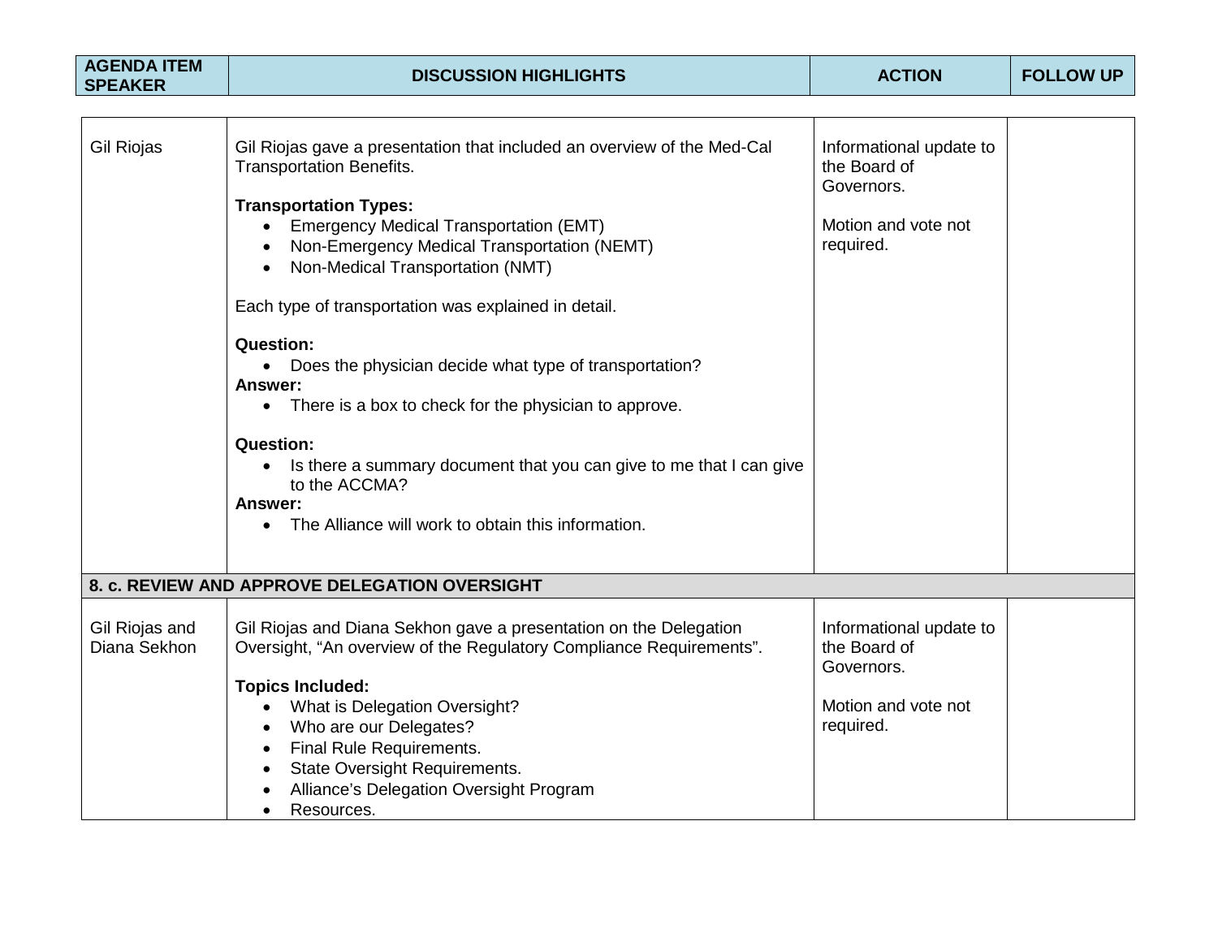| AGENDA ITEM SPEAKER | DISCUSSION HIGHLIGHTS | ACTION | FOLLOW UP |
|---|---|---|---|
| Gil Riojas | Gil Riojas gave a presentation that included an overview of the Med-Cal Transportation Benefits.<br><br>**Transportation Types:**<br>• Emergency Medical Transportation (EMT)<br>• Non-Emergency Medical Transportation (NEMT)<br>• Non-Medical Transportation (NMT)<br><br>Each type of transportation was explained in detail.<br><br>**Question:**<br>• Does the physician decide what type of transportation?<br>**Answer:**<br>• There is a box to check for the physician to approve.<br><br>**Question:**<br>• Is there a summary document that you can give to me that I can give to the ACCMA?<br>**Answer:**<br>• The Alliance will work to obtain this information. | Informational update to the Board of Governors.<br><br>Motion and vote not required. | |
| **8. c. REVIEW AND APPROVE DELEGATION OVERSIGHT** | | | |
| Gil Riojas and Diana Sekhon | Gil Riojas and Diana Sekhon gave a presentation on the Delegation Oversight, "An overview of the Regulatory Compliance Requirements".<br><br>**Topics Included:**<br>• What is Delegation Oversight?<br>• Who are our Delegates?<br>• Final Rule Requirements.<br>• State Oversight Requirements.<br>• Alliance's Delegation Oversight Program<br>• Resources. | Informational update to the Board of Governors.<br><br>Motion and vote not required. | |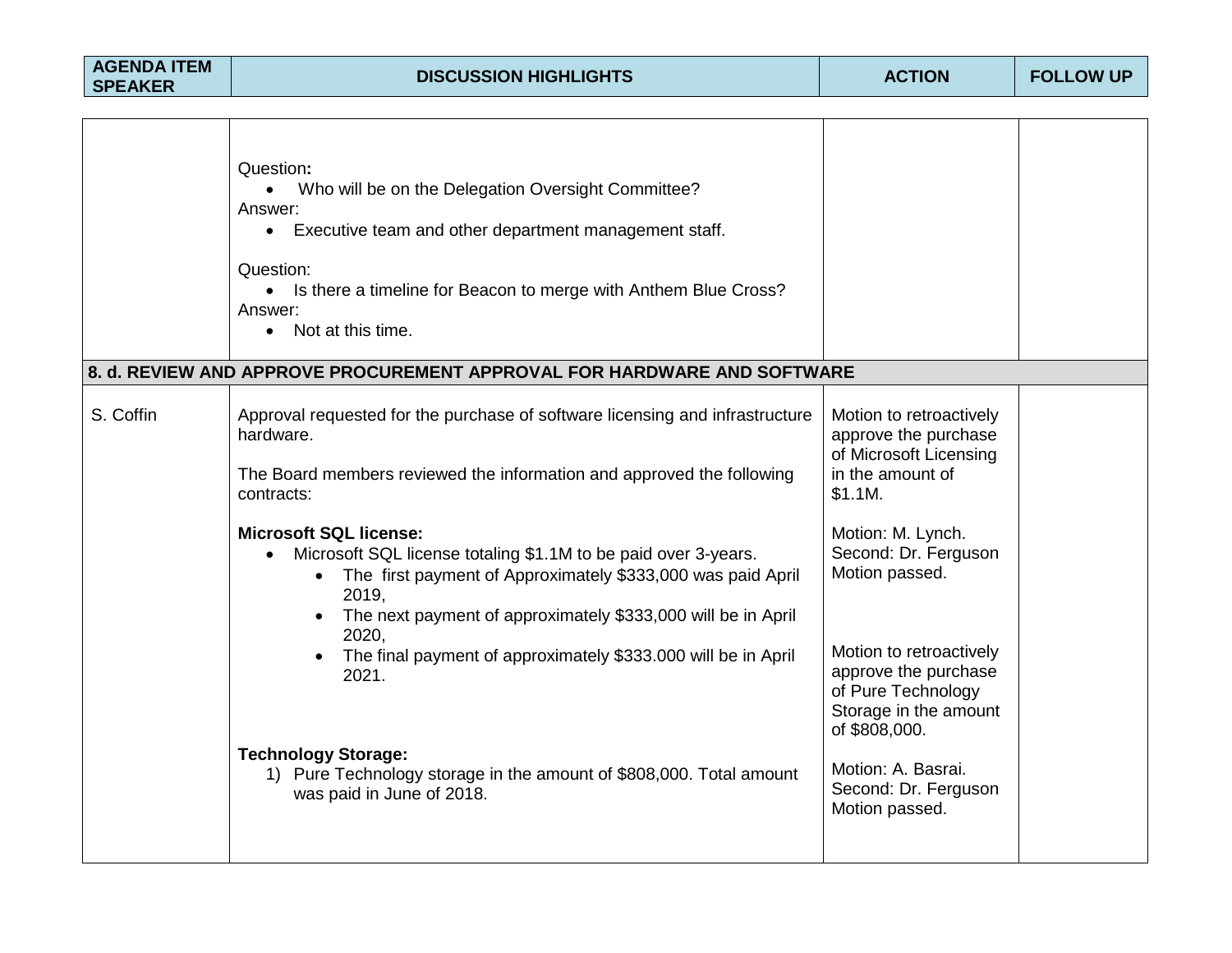| AGENDA ITEM SPEAKER | DISCUSSION HIGHLIGHTS | ACTION | FOLLOW UP |
|---|---|---|---|
| | Question:<br>• Who will be on the Delegation Oversight Committee?<br>Answer:<br>• Executive team and other department management staff.<br><br>Question:<br>• Is there a timeline for Beacon to merge with Anthem Blue Cross?<br>Answer:<br>• Not at this time. | | |
| **8. d. REVIEW AND APPROVE PROCUREMENT APPROVAL FOR HARDWARE AND SOFTWARE** | | | |
| S. Coffin | Approval requested for the purchase of software licensing and infrastructure hardware.<br><br>The Board members reviewed the information and approved the following contracts:<br><br>**Microsoft SQL license:**<br>• Microsoft SQL license totaling $1.1M to be paid over 3-years.<br>&nbsp;&nbsp;• The first payment of Approximately $333,000 was paid April 2019,<br>&nbsp;&nbsp;• The next payment of approximately $333,000 will be in April 2020,<br>&nbsp;&nbsp;• The final payment of approximately $333.000 will be in April 2021.<br><br>**Technology Storage:**<br>1) Pure Technology storage in the amount of $808,000. Total amount was paid in June of 2018. | Motion to retroactively approve the purchase of Microsoft Licensing in the amount of $1.1M.<br><br>Motion: M. Lynch.<br>Second: Dr. Ferguson<br>Motion passed.<br><br>Motion to retroactively approve the purchase of Pure Technology Storage in the amount of $808,000.<br><br>Motion: A. Basrai.<br>Second: Dr. Ferguson<br>Motion passed. | |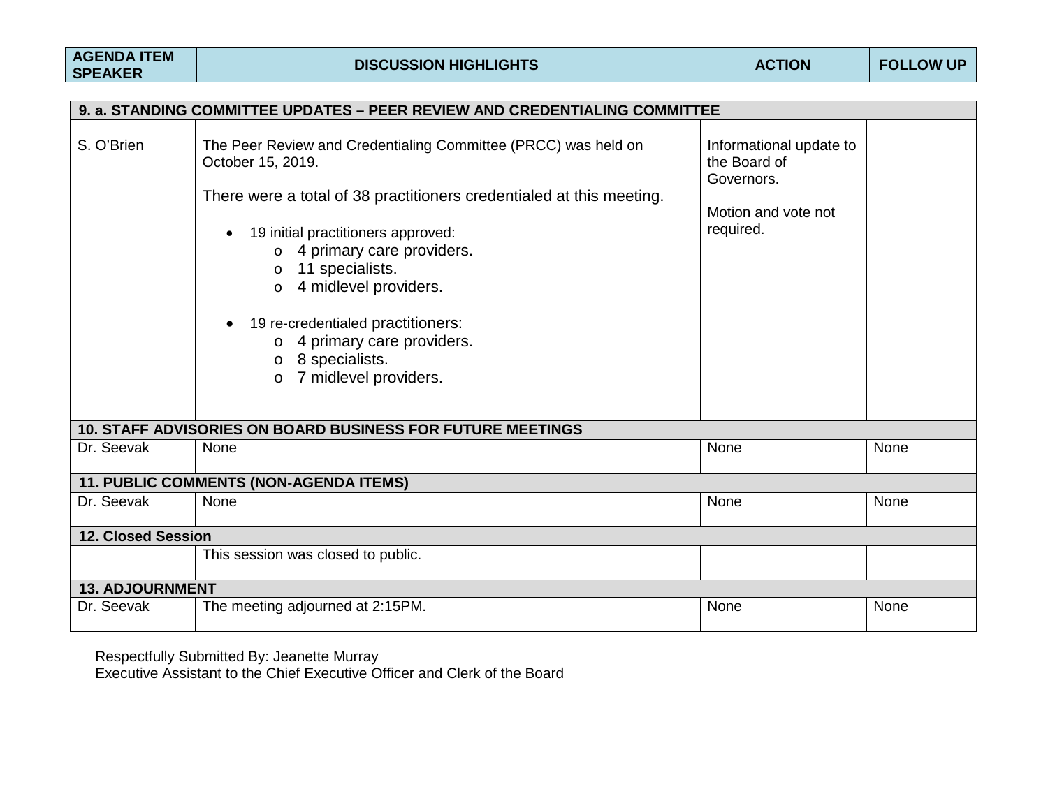| AGENDA ITEM SPEAKER | DISCUSSION HIGHLIGHTS | ACTION | FOLLOW UP |
|---|---|---|---|
| **9. a. STANDING COMMITTEE UPDATES – PEER REVIEW AND CREDENTIALING COMMITTEE** | | | |
| S. O'Brien | The Peer Review and Credentialing Committee (PRCC) was held on October 15, 2019.<br><br>There were a total of 38 practitioners credentialed at this meeting.<br><br>• 19 initial practitioners approved:<br>  o 4 primary care providers.<br>  o 11 specialists.<br>  o 4 midlevel providers.<br><br>• 19 re-credentialed practitioners:<br>  o 4 primary care providers.<br>  o 8 specialists.<br>  o 7 midlevel providers. | Informational update to the Board of Governors.<br><br>Motion and vote not required. | |
| **10. STAFF ADVISORIES ON BOARD BUSINESS FOR FUTURE MEETINGS** | | | |
| Dr. Seevak | None | None | None |
| **11. PUBLIC COMMENTS (NON-AGENDA ITEMS)** | | | |
| Dr. Seevak | None | None | None |
| **12. Closed Session** | | | |
| | This session was closed to public. | | |
| **13. ADJOURNMENT** | | | |
| Dr. Seevak | The meeting adjourned at 2:15PM. | None | None |

Respectfully Submitted By: Jeanette Murray
Executive Assistant to the Chief Executive Officer and Clerk of the Board